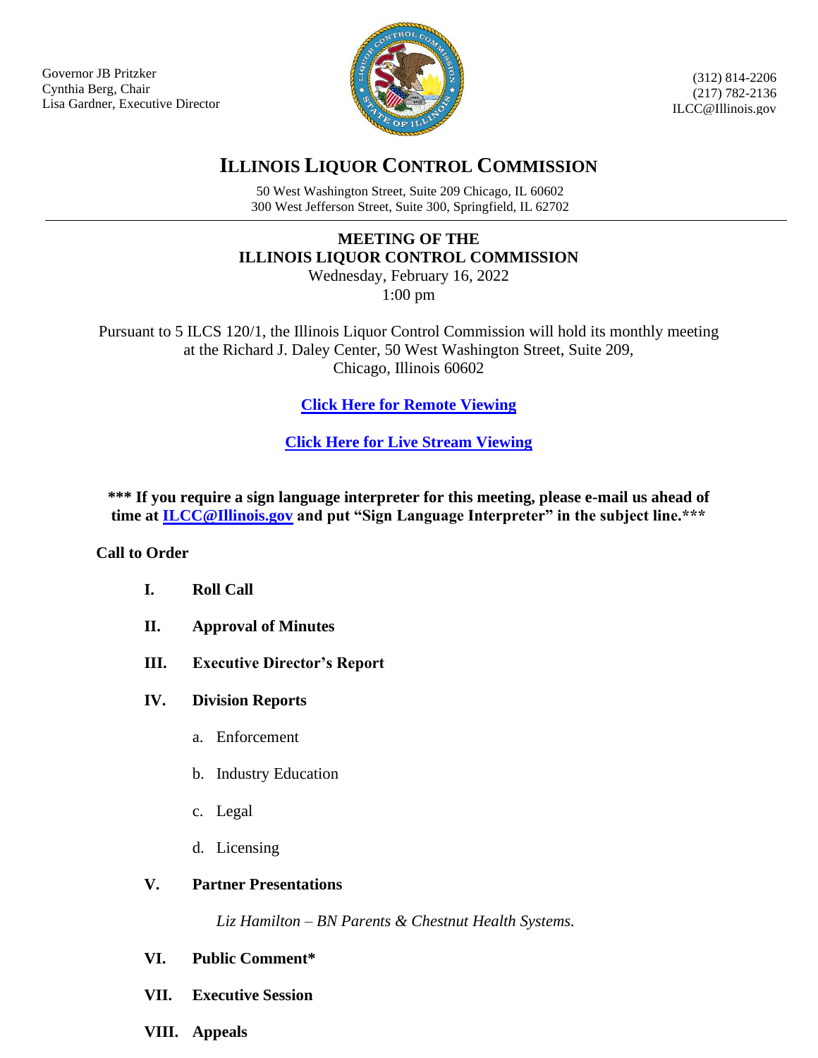Governor JB Pritzker
Cynthia Berg, Chair
Lisa Gardner, Executive Director

(312) 814-2206
(217) 782-2136
ILCC@Illinois.gov

# ILLINOIS LIQUOR CONTROL COMMISSION

50 West Washington Street, Suite 209 Chicago, IL 60602
300 West Jefferson Street, Suite 300, Springfield, IL 62702

---

## MEETING OF THE ILLINOIS LIQUOR CONTROL COMMISSION

Wednesday, February 16, 2022
1:00 pm

Pursuant to 5 ILCS 120/1, the Illinois Liquor Control Commission will hold its monthly meeting at the Richard J. Daley Center, 50 West Washington Street, Suite 209, Chicago, Illinois 60602

**Click Here for Remote Viewing**

**Click Here for Live Stream Viewing**

**\*\*\* If you require a sign language interpreter for this meeting, please e-mail us ahead of time at ILCC@Illinois.gov and put "Sign Language Interpreter" in the subject line.\*\*\***

**Call to Order**

- **I. Roll Call**
- **II. Approval of Minutes**
- **III. Executive Director's Report**
- **IV. Division Reports**
  - a. Enforcement
  - b. Industry Education
  - c. Legal
  - d. Licensing
- **V. Partner Presentations**

  *Liz Hamilton – BN Parents & Chestnut Health Systems.*
- **VI. Public Comment\***
- **VII. Executive Session**
- **VIII. Appeals**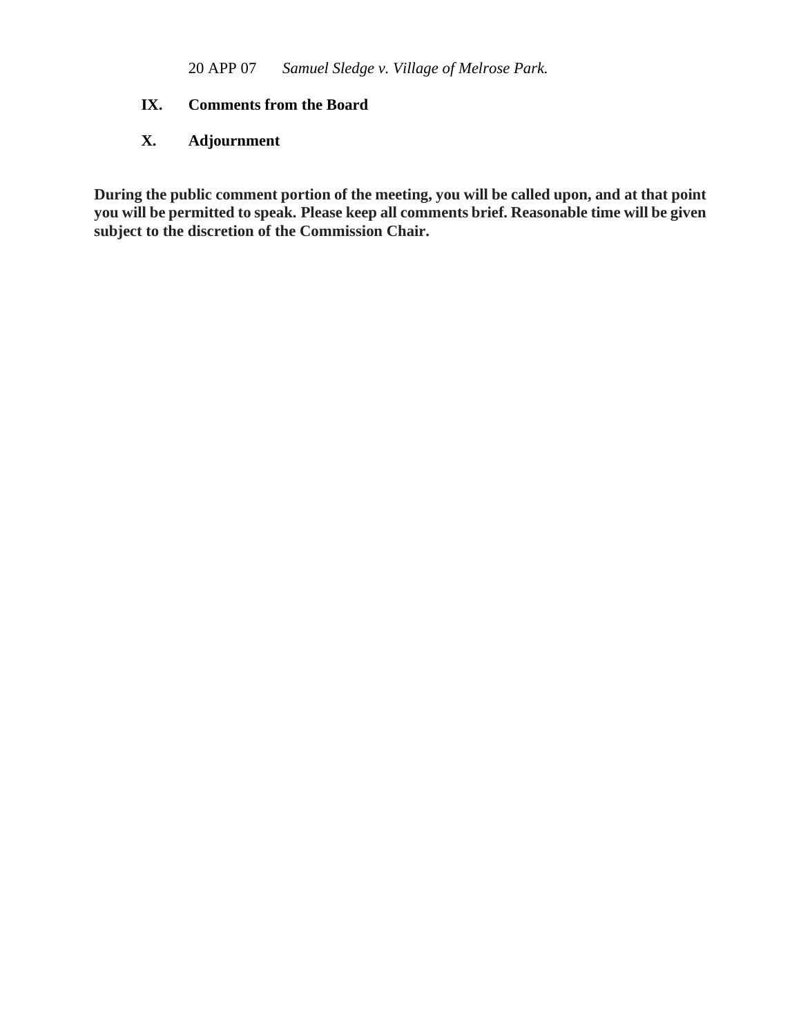20 APP 07 *Samuel Sledge v. Village of Melrose Park.*

**IX. Comments from the Board**

**X. Adjournment**

**During the public comment portion of the meeting, you will be called upon, and at that point you will be permitted to speak. Please keep all comments brief. Reasonable time will be given subject to the discretion of the Commission Chair.**